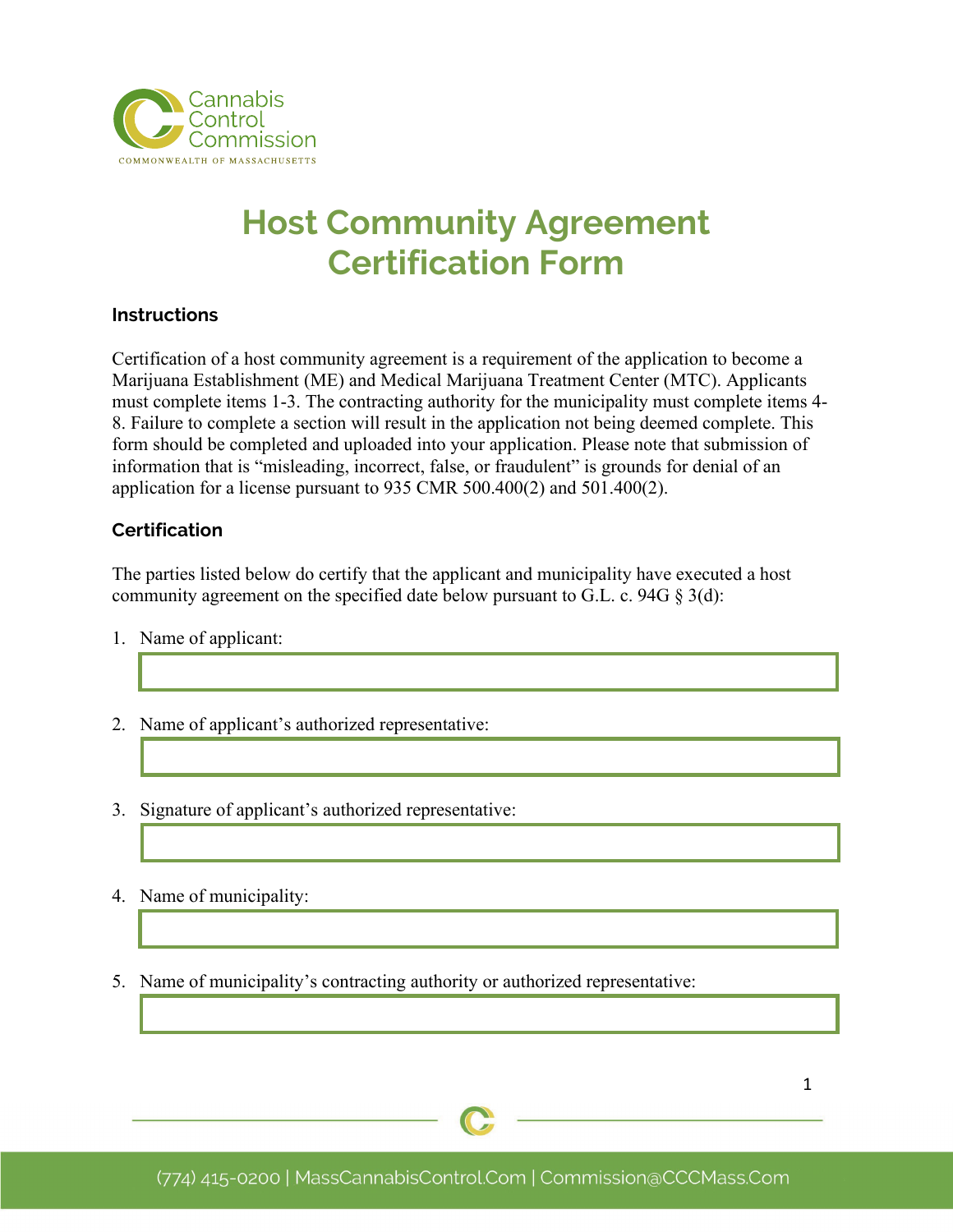Cannabis Control Commission

COMMONWEALTH OF MASSACHUSETTS

# Host Community Agreement Certification Form

### Instructions

Certification of a host community agreement is a requirement of the application to become a Marijuana Establishment (ME) and Medical Marijuana Treatment Center (MTC). Applicants must complete items 1-3. The contracting authority for the municipality must complete items 4-8. Failure to complete a section will result in the application not being deemed complete. This form should be completed and uploaded into your application. Please note that submission of information that is "misleading, incorrect, false, or fraudulent" is grounds for denial of an application for a license pursuant to 935 CMR 500.400(2) and 501.400(2).

### Certification

The parties listed below do certify that the applicant and municipality have executed a host community agreement on the specified date below pursuant to G.L. c. 94G § 3(d):

1. Name of applicant:

2. Name of applicant's authorized representative:

3. Signature of applicant's authorized representative:

4. Name of municipality:

5. Name of municipality's contracting authority or authorized representative:

(774) 415-0200 | MassCannabisControl.Com | Commission@CCCMass.Com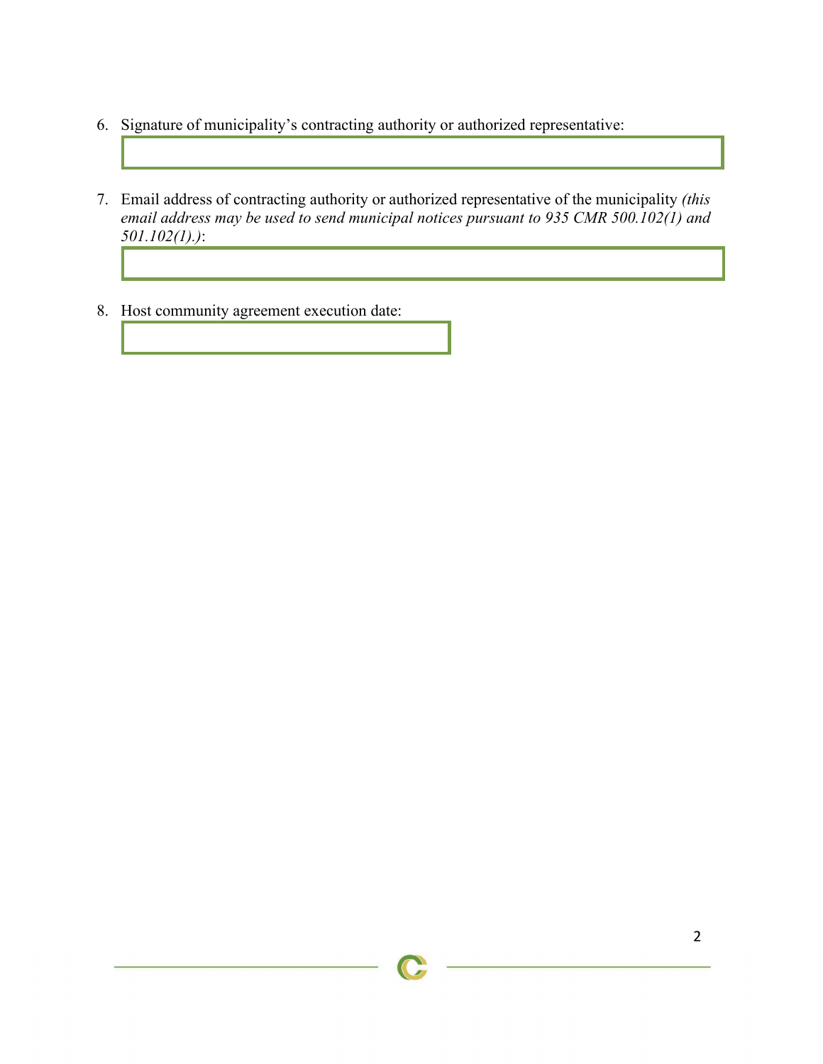6. Signature of municipality's contracting authority or authorized representative:

7. Email address of contracting authority or authorized representative of the municipality *(this email address may be used to send municipal notices pursuant to 935 CMR 500.102(1) and 501.102(1).)*:

8. Host community agreement execution date: